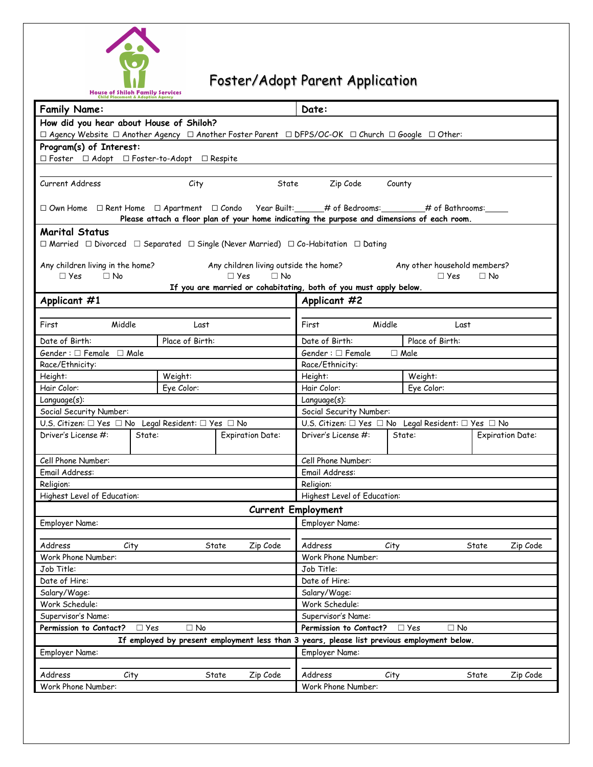House of Shiloh Family Services
Child Placement & Adoption Agency

# Foster/Adopt Parent Application

| **Family Name:** | **Date:** |
|---|---|

**How did you hear about House of Shiloh?**
☐ Agency Website ☐ Another Agency ☐ Another Foster Parent ☐ DFPS/OC-OK ☐ Church ☐ Google ☐ Other:

**Program(s) of Interest:**
☐ Foster ☐ Adopt ☐ Foster-to-Adopt ☐ Respite

Current Address &nbsp;&nbsp; City &nbsp;&nbsp; State &nbsp;&nbsp; Zip Code &nbsp;&nbsp; County

☐ Own Home ☐ Rent Home ☐ Apartment ☐ Condo Year Built:______ # of Bedrooms:_________ # of Bathrooms:_____

**Please attach a floor plan of your home indicating the purpose and dimensions of each room.**

**Marital Status**
☐ Married ☐ Divorced ☐ Separated ☐ Single (Never Married) ☐ Co-Habitation ☐ Dating

Any children living in the home? ☐ Yes ☐ No
Any children living outside the home? ☐ Yes ☐ No
Any other household members? ☐ Yes ☐ No

**If you are married or cohabitating, both of you must apply below.**

| **Applicant #1** | | | **Applicant #2** | | |
|---|---|---|---|---|---|
| First | Middle | Last | First | Middle | Last |
| Date of Birth: | Place of Birth: | | Date of Birth: | Place of Birth: | |
| Gender : ☐ Female ☐ Male | | | Gender : ☐ Female ☐ Male | | |
| Race/Ethnicity: | | | Race/Ethnicity: | | |
| Height: | Weight: | | Height: | Weight: | |
| Hair Color: | Eye Color: | | Hair Color: | Eye Color: | |
| Language(s): | | | Language(s): | | |
| Social Security Number: | | | Social Security Number: | | |
| U.S. Citizen: ☐ Yes ☐ No Legal Resident: ☐ Yes ☐ No | | | U.S. Citizen: ☐ Yes ☐ No Legal Resident: ☐ Yes ☐ No | | |
| Driver's License #: | State: | Expiration Date: | Driver's License #: | State: | Expiration Date: |
| Cell Phone Number: | | | Cell Phone Number: | | |
| Email Address: | | | Email Address: | | |
| Religion: | | | Religion: | | |
| Highest Level of Education: | | | Highest Level of Education: | | |

**Current Employment**

| | |
|---|---|
| Employer Name: | Employer Name: |
| Address &nbsp; City &nbsp; State &nbsp; Zip Code | Address &nbsp; City &nbsp; State &nbsp; Zip Code |
| Work Phone Number: | Work Phone Number: |
| Job Title: | Job Title: |
| Date of Hire: | Date of Hire: |
| Salary/Wage: | Salary/Wage: |
| Work Schedule: | Work Schedule: |
| Supervisor's Name: | Supervisor's Name: |
| **Permission to Contact?** ☐ Yes ☐ No | **Permission to Contact?** ☐ Yes ☐ No |

**If employed by present employment less than 3 years, please list previous employment below.**

| | |
|---|---|
| Employer Name: | Employer Name: |
| Address &nbsp; City &nbsp; State &nbsp; Zip Code | Address &nbsp; City &nbsp; State &nbsp; Zip Code |
| Work Phone Number: | Work Phone Number: |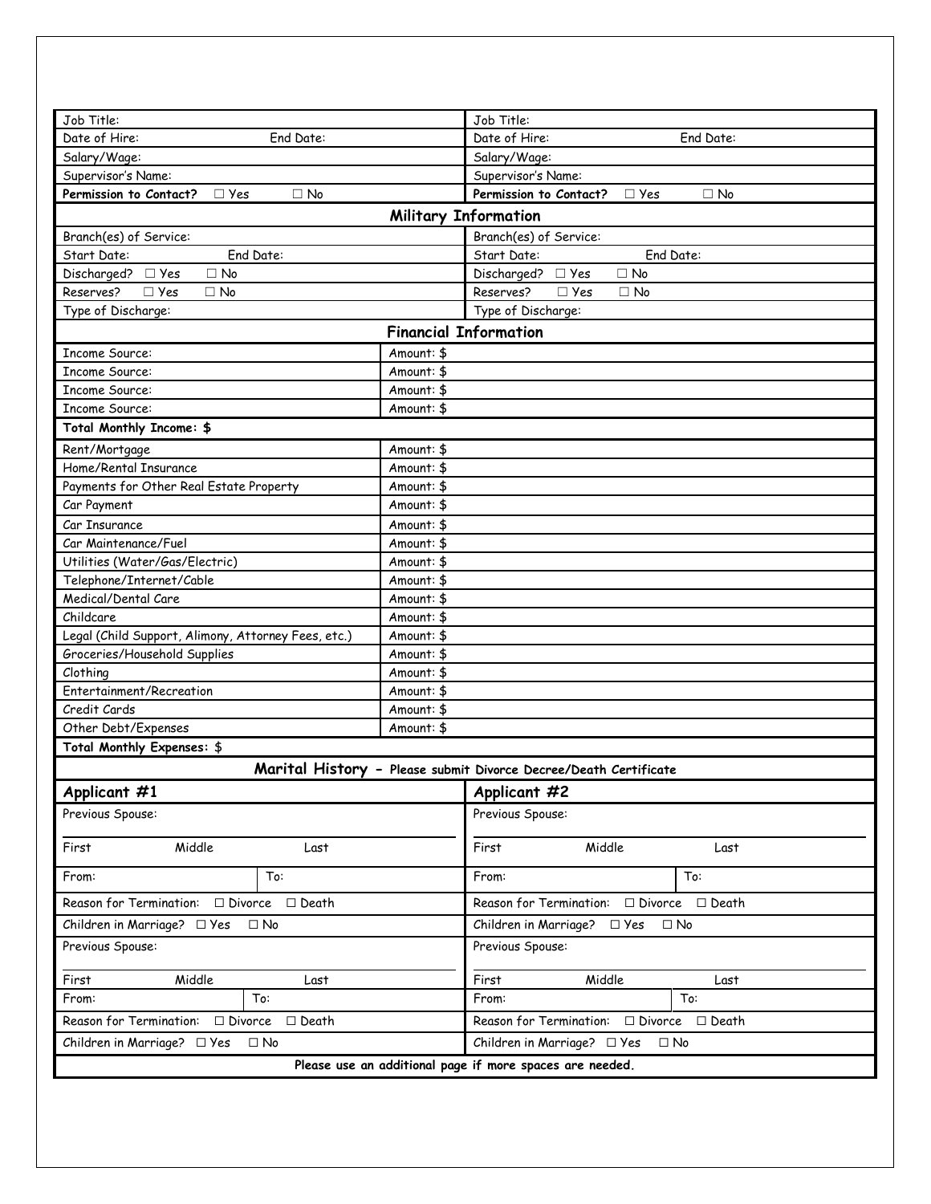| Job Title: | Job Title: |
|---|---|
| Date of Hire: End Date: | Date of Hire: End Date: |
| Salary/Wage: | Salary/Wage: |
| Supervisor's Name: | Supervisor's Name: |
| **Permission to Contact?** ☐ Yes ☐ No | **Permission to Contact?** ☐ Yes ☐ No |

## Military Information

| | |
|---|---|
| Branch(es) of Service: | Branch(es) of Service: |
| Start Date: End Date: | Start Date: End Date: |
| Discharged? ☐ Yes ☐ No | Discharged? ☐ Yes ☐ No |
| Reserves? ☐ Yes ☐ No | Reserves? ☐ Yes ☐ No |
| Type of Discharge: | Type of Discharge: |

## Financial Information

| | |
|---|---|
| Income Source: | Amount: $ |
| Income Source: | Amount: $ |
| Income Source: | Amount: $ |
| Income Source: | Amount: $ |
| **Total Monthly Income: $** | |
| Rent/Mortgage | Amount: $ |
| Home/Rental Insurance | Amount: $ |
| Payments for Other Real Estate Property | Amount: $ |
| Car Payment | Amount: $ |
| Car Insurance | Amount: $ |
| Car Maintenance/Fuel | Amount: $ |
| Utilities (Water/Gas/Electric) | Amount: $ |
| Telephone/Internet/Cable | Amount: $ |
| Medical/Dental Care | Amount: $ |
| Childcare | Amount: $ |
| Legal (Child Support, Alimony, Attorney Fees, etc.) | Amount: $ |
| Groceries/Household Supplies | Amount: $ |
| Clothing | Amount: $ |
| Entertainment/Recreation | Amount: $ |
| Credit Cards | Amount: $ |
| Other Debt/Expenses | Amount: $ |
| **Total Monthly Expenses:** $ | |

## Marital History - Please submit Divorce Decree/Death Certificate

| **Applicant #1** | **Applicant #2** |
|---|---|
| Previous Spouse: | Previous Spouse: |
| First Middle Last | First Middle Last |
| From: To: | From: To: |
| Reason for Termination: ☐ Divorce ☐ Death | Reason for Termination: ☐ Divorce ☐ Death |
| Children in Marriage? ☐ Yes ☐ No | Children in Marriage? ☐ Yes ☐ No |
| Previous Spouse: | Previous Spouse: |
| First Middle Last | First Middle Last |
| From: To: | From: To: |
| Reason for Termination: ☐ Divorce ☐ Death | Reason for Termination: ☐ Divorce ☐ Death |
| Children in Marriage? ☐ Yes ☐ No | Children in Marriage? ☐ Yes ☐ No |

**Please use an additional page if more spaces are needed.**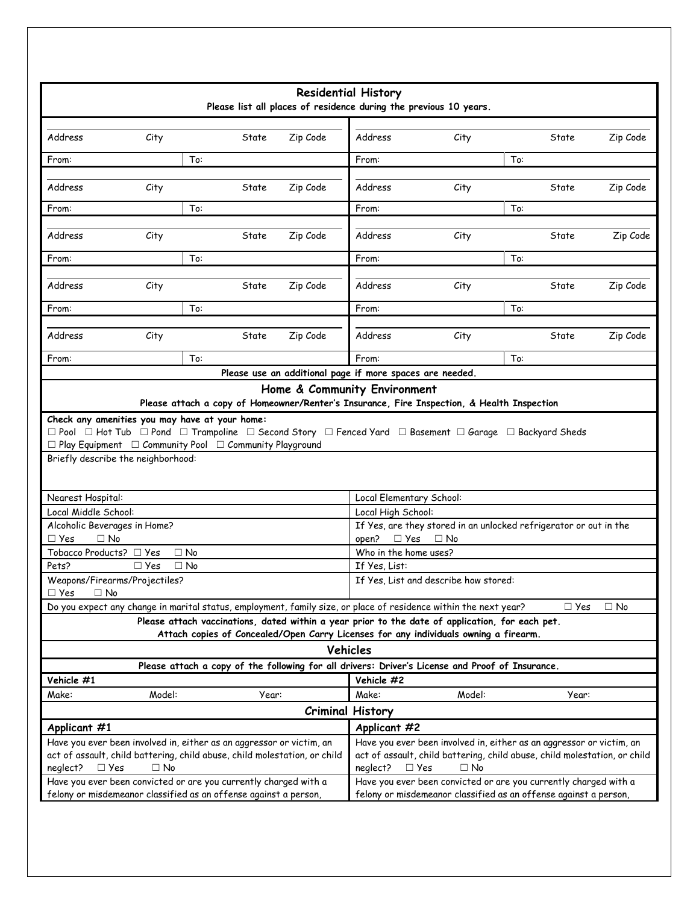## Residential History

**Please list all places of residence during the previous 10 years.**

| Address | City | State | Zip Code | Address | City | State | Zip Code |
|---|---|---|---|---|---|---|---|
| From: | To: | | | From: | To: | | |
| Address | City | State | Zip Code | Address | City | State | Zip Code |
| From: | To: | | | From: | To: | | |
| Address | City | State | Zip Code | Address | City | State | Zip Code |
| From: | To: | | | From: | To: | | |
| Address | City | State | Zip Code | Address | City | State | Zip Code |
| From: | To: | | | From: | To: | | |
| Address | City | State | Zip Code | Address | City | State | Zip Code |
| From: | To: | | | From: | To: | | |

**Please use an additional page if more spaces are needed.**

## Home & Community Environment

**Please attach a copy of Homeowner/Renter's Insurance, Fire Inspection, & Health Inspection**

**Check any amenities you may have at your home:**
☐ Pool ☐ Hot Tub ☐ Pond ☐ Trampoline ☐ Second Story ☐ Fenced Yard ☐ Basement ☐ Garage ☐ Backyard Sheds
☐ Play Equipment ☐ Community Pool ☐ Community Playground

Briefly describe the neighborhood:

| | |
|---|---|
| Nearest Hospital: | Local Elementary School: |
| Local Middle School: | Local High School: |
| Alcoholic Beverages in Home? ☐ Yes ☐ No | If Yes, are they stored in an unlocked refrigerator or out in the open? ☐ Yes ☐ No |
| Tobacco Products? ☐ Yes ☐ No | Who in the home uses? |
| Pets? ☐ Yes ☐ No | If Yes, List: |
| Weapons/Firearms/Projectiles? ☐ Yes ☐ No | If Yes, List and describe how stored: |

Do you expect any change in marital status, employment, family size, or place of residence within the next year? ☐ Yes ☐ No

**Please attach vaccinations, dated within a year prior to the date of application, for each pet.**
**Attach copies of Concealed/Open Carry Licenses for any individuals owning a firearm.**

## Vehicles

**Please attach a copy of the following for all drivers: Driver's License and Proof of Insurance.**

| **Vehicle #1** | | | **Vehicle #2** | | |
|---|---|---|---|---|---|
| Make: | Model: | Year: | Make: | Model: | Year: |

## Criminal History

| **Applicant #1** | **Applicant #2** |
|---|---|
| Have you ever been involved in, either as an aggressor or victim, an act of assault, child battering, child abuse, child molestation, or child neglect? ☐ Yes ☐ No | Have you ever been involved in, either as an aggressor or victim, an act of assault, child battering, child abuse, child molestation, or child neglect? ☐ Yes ☐ No |
| Have you ever been convicted or are you currently charged with a felony or misdemeanor classified as an offense against a person, | Have you ever been convicted or are you currently charged with a felony or misdemeanor classified as an offense against a person, |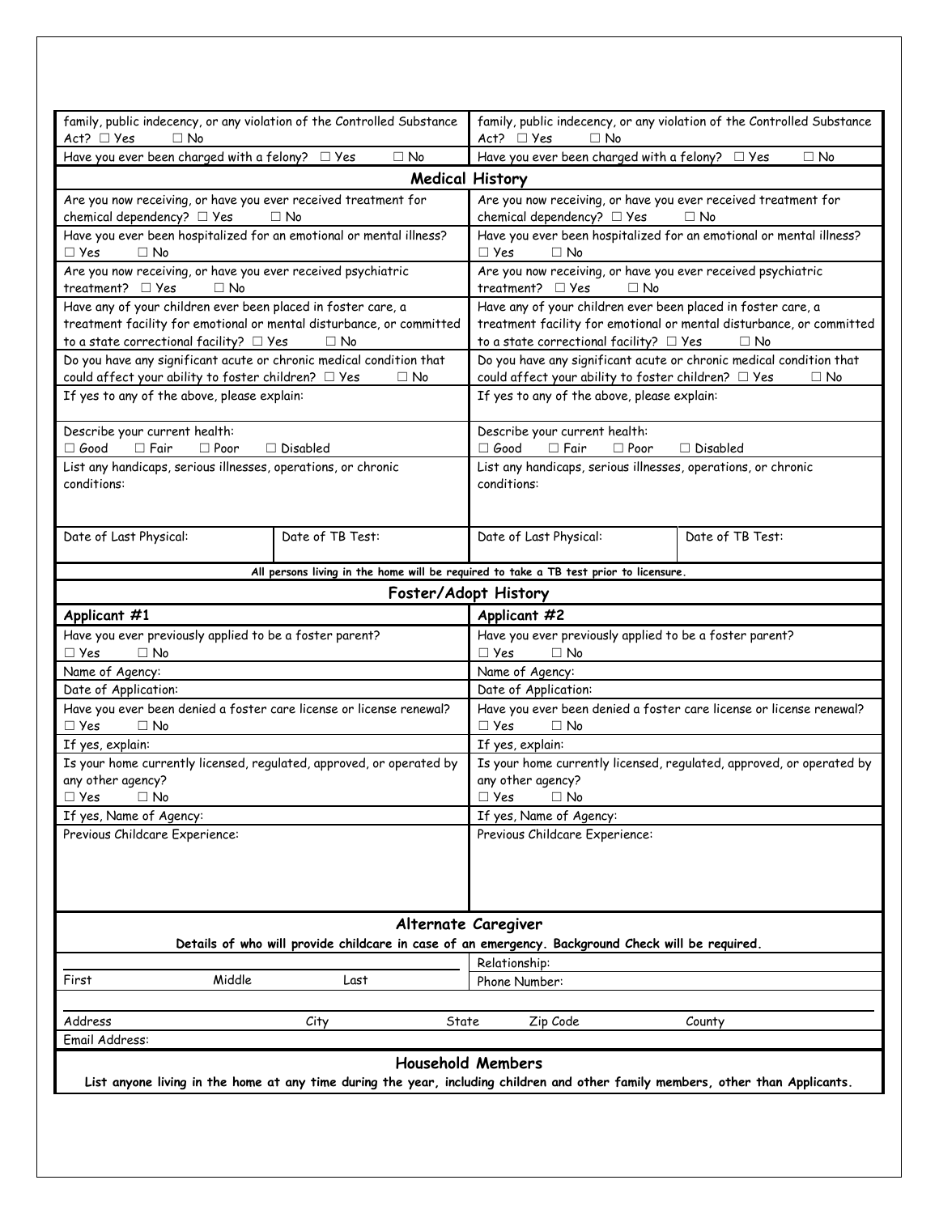| | |
|---|---|
| family, public indecency, or any violation of the Controlled Substance Act? ☐ Yes ☐ No | family, public indecency, or any violation of the Controlled Substance Act? ☐ Yes ☐ No |
| Have you ever been charged with a felony? ☐ Yes ☐ No | Have you ever been charged with a felony? ☐ Yes ☐ No |

## Medical History

| | | | |
|---|---|---|---|
| Are you now receiving, or have you ever received treatment for chemical dependency? ☐ Yes ☐ No | | Are you now receiving, or have you ever received treatment for chemical dependency? ☐ Yes ☐ No | |
| Have you ever been hospitalized for an emotional or mental illness? ☐ Yes ☐ No | | Have you ever been hospitalized for an emotional or mental illness? ☐ Yes ☐ No | |
| Are you now receiving, or have you ever received psychiatric treatment? ☐ Yes ☐ No | | Are you now receiving, or have you ever received psychiatric treatment? ☐ Yes ☐ No | |
| Have any of your children ever been placed in foster care, a treatment facility for emotional or mental disturbance, or committed to a state correctional facility? ☐ Yes ☐ No | | Have any of your children ever been placed in foster care, a treatment facility for emotional or mental disturbance, or committed to a state correctional facility? ☐ Yes ☐ No | |
| Do you have any significant acute or chronic medical condition that could affect your ability to foster children? ☐ Yes ☐ No | | Do you have any significant acute or chronic medical condition that could affect your ability to foster children? ☐ Yes ☐ No | |
| If yes to any of the above, please explain: | | If yes to any of the above, please explain: | |
| Describe your current health: ☐ Good ☐ Fair ☐ Poor ☐ Disabled | | Describe your current health: ☐ Good ☐ Fair ☐ Poor ☐ Disabled | |
| List any handicaps, serious illnesses, operations, or chronic conditions: | | List any handicaps, serious illnesses, operations, or chronic conditions: | |
| Date of Last Physical: | Date of TB Test: | Date of Last Physical: | Date of TB Test: |

**All persons living in the home will be required to take a TB test prior to licensure.**

## Foster/Adopt History

| Applicant #1 | Applicant #2 |
|---|---|
| Have you ever previously applied to be a foster parent? ☐ Yes ☐ No | Have you ever previously applied to be a foster parent? ☐ Yes ☐ No |
| Name of Agency: | Name of Agency: |
| Date of Application: | Date of Application: |
| Have you ever been denied a foster care license or license renewal? ☐ Yes ☐ No | Have you ever been denied a foster care license or license renewal? ☐ Yes ☐ No |
| If yes, explain: | If yes, explain: |
| Is your home currently licensed, regulated, approved, or operated by any other agency? ☐ Yes ☐ No | Is your home currently licensed, regulated, approved, or operated by any other agency? ☐ Yes ☐ No |
| If yes, Name of Agency: | If yes, Name of Agency: |
| Previous Childcare Experience: | Previous Childcare Experience: |

## Alternate Caregiver

**Details of who will provide childcare in case of an emergency. Background Check will be required.**

| | |
|---|---|
| First Middle Last | Relationship: |
| | Phone Number: |
| Address City State Zip Code County | |
| Email Address: | |

## Household Members

**List anyone living in the home at any time during the year, including children and other family members, other than Applicants.**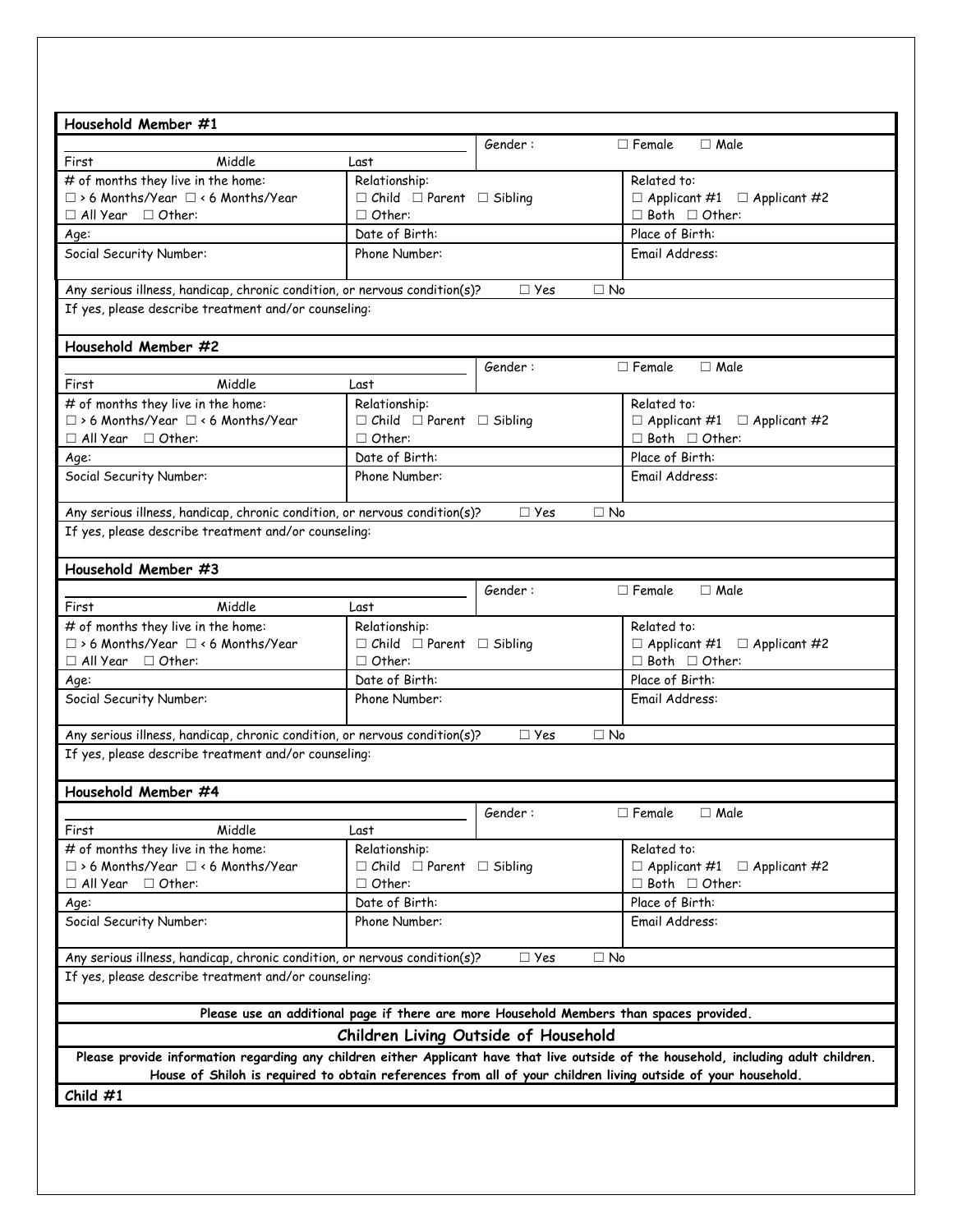**Household Member #1**

| | | | |
|---|---|---|---|
| First Middle Last | | Gender : | ☐ Female ☐ Male |
| # of months they live in the home: ☐ > 6 Months/Year ☐ < 6 Months/Year ☐ All Year ☐ Other: | Relationship: ☐ Child ☐ Parent ☐ Sibling ☐ Other: | | Related to: ☐ Applicant #1 ☐ Applicant #2 ☐ Both ☐ Other: |
| Age: | Date of Birth: | | Place of Birth: |
| Social Security Number: | Phone Number: | | Email Address: |
| Any serious illness, handicap, chronic condition, or nervous condition(s)? | | ☐ Yes ☐ No | |
| If yes, please describe treatment and/or counseling: | | | |

**Household Member #2**

| | | | |
|---|---|---|---|
| First Middle Last | | Gender : | ☐ Female ☐ Male |
| # of months they live in the home: ☐ > 6 Months/Year ☐ < 6 Months/Year ☐ All Year ☐ Other: | Relationship: ☐ Child ☐ Parent ☐ Sibling ☐ Other: | | Related to: ☐ Applicant #1 ☐ Applicant #2 ☐ Both ☐ Other: |
| Age: | Date of Birth: | | Place of Birth: |
| Social Security Number: | Phone Number: | | Email Address: |
| Any serious illness, handicap, chronic condition, or nervous condition(s)? | | ☐ Yes ☐ No | |
| If yes, please describe treatment and/or counseling: | | | |

**Household Member #3**

| | | | |
|---|---|---|---|
| First Middle Last | | Gender : | ☐ Female ☐ Male |
| # of months they live in the home: ☐ > 6 Months/Year ☐ < 6 Months/Year ☐ All Year ☐ Other: | Relationship: ☐ Child ☐ Parent ☐ Sibling ☐ Other: | | Related to: ☐ Applicant #1 ☐ Applicant #2 ☐ Both ☐ Other: |
| Age: | Date of Birth: | | Place of Birth: |
| Social Security Number: | Phone Number: | | Email Address: |
| Any serious illness, handicap, chronic condition, or nervous condition(s)? | | ☐ Yes ☐ No | |
| If yes, please describe treatment and/or counseling: | | | |

**Household Member #4**

| | | | |
|---|---|---|---|
| First Middle Last | | Gender : | ☐ Female ☐ Male |
| # of months they live in the home: ☐ > 6 Months/Year ☐ < 6 Months/Year ☐ All Year ☐ Other: | Relationship: ☐ Child ☐ Parent ☐ Sibling ☐ Other: | | Related to: ☐ Applicant #1 ☐ Applicant #2 ☐ Both ☐ Other: |
| Age: | Date of Birth: | | Place of Birth: |
| Social Security Number: | Phone Number: | | Email Address: |
| Any serious illness, handicap, chronic condition, or nervous condition(s)? | | ☐ Yes ☐ No | |
| If yes, please describe treatment and/or counseling: | | | |

**Please use an additional page if there are more Household Members than spaces provided.**

## Children Living Outside of Household

**Please provide information regarding any children either Applicant have that live outside of the household, including adult children. House of Shiloh is required to obtain references from all of your children living outside of your household.**

**Child #1**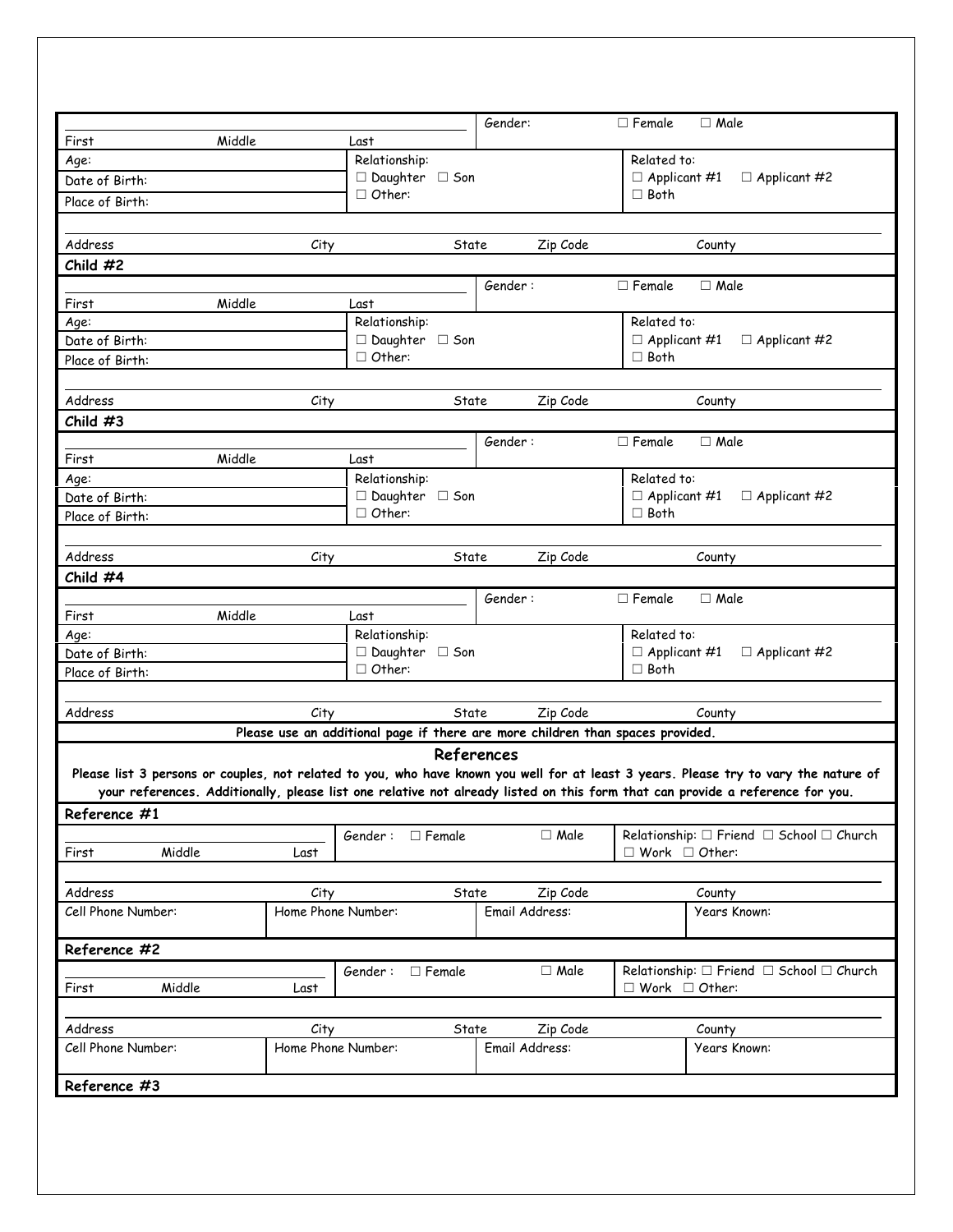| | | Gender: | ☐ Female ☐ Male |
|---|---|---|---|
| First Middle | Last | | |
| Age: | Relationship: | | Related to: |
| Date of Birth: | ☐ Daughter ☐ Son | | ☐ Applicant #1 ☐ Applicant #2 |
| Place of Birth: | ☐ Other: | | ☐ Both |

Address | City | State | Zip Code | County

**Child #2**

| | | Gender : | ☐ Female ☐ Male |
|---|---|---|---|
| First Middle | Last | | |
| Age: | Relationship: | | Related to: |
| Date of Birth: | ☐ Daughter ☐ Son | | ☐ Applicant #1 ☐ Applicant #2 |
| Place of Birth: | ☐ Other: | | ☐ Both |

Address | City | State | Zip Code | County

**Child #3**

| | | Gender : | ☐ Female ☐ Male |
|---|---|---|---|
| First Middle | Last | | |
| Age: | Relationship: | | Related to: |
| Date of Birth: | ☐ Daughter ☐ Son | | ☐ Applicant #1 ☐ Applicant #2 |
| Place of Birth: | ☐ Other: | | ☐ Both |

Address | City | State | Zip Code | County

**Child #4**

| | | Gender : | ☐ Female ☐ Male |
|---|---|---|---|
| First Middle | Last | | |
| Age: | Relationship: | | Related to: |
| Date of Birth: | ☐ Daughter ☐ Son | | ☐ Applicant #1 ☐ Applicant #2 |
| Place of Birth: | ☐ Other: | | ☐ Both |

Address | City | State | Zip Code | County

**Please use an additional page if there are more children than spaces provided.**

## References

**Please list 3 persons or couples, not related to you, who have known you well for at least 3 years. Please try to vary the nature of your references. Additionally, please list one relative not already listed on this form that can provide a reference for you.**

**Reference #1**

| | Gender : ☐ Female ☐ Male | Relationship: ☐ Friend ☐ School ☐ Church ☐ Work ☐ Other: |
|---|---|---|
| First Middle Last | | |

Address | City | State | Zip Code | County

| Cell Phone Number: | Home Phone Number: | Email Address: | Years Known: |
|---|---|---|---|

**Reference #2**

| | Gender : ☐ Female ☐ Male | Relationship: ☐ Friend ☐ School ☐ Church ☐ Work ☐ Other: |
|---|---|---|
| First Middle Last | | |

Address | City | State | Zip Code | County

| Cell Phone Number: | Home Phone Number: | Email Address: | Years Known: |
|---|---|---|---|

**Reference #3**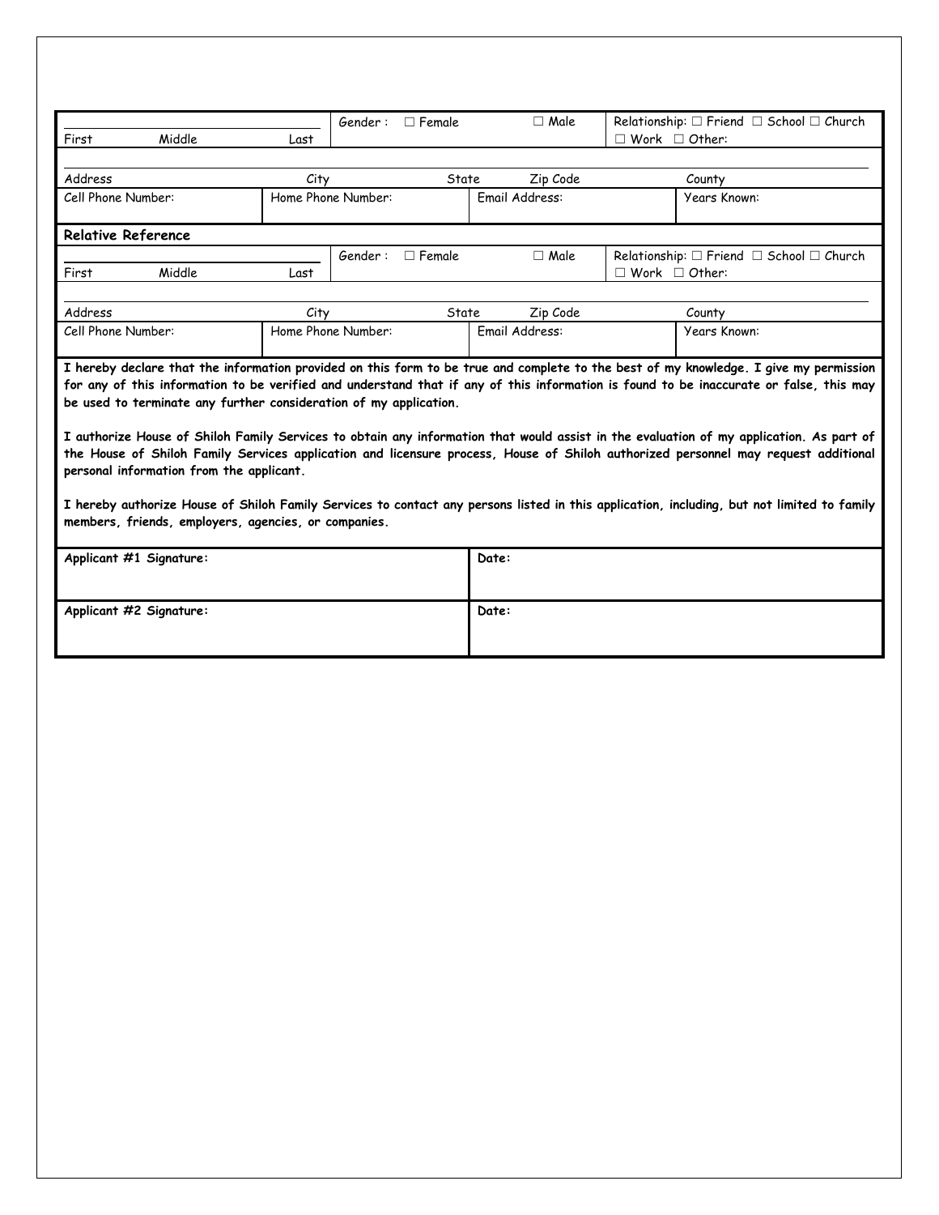| | | |
|---|---|---|
| First Middle Last | Gender : ☐ Female ☐ Male | Relationship: ☐ Friend ☐ School ☐ Church ☐ Work ☐ Other: |

| | | | |
|---|---|---|---|
| Address City State Zip Code County | | | |
| Cell Phone Number: | Home Phone Number: | Email Address: | Years Known: |

**Relative Reference**

| | | |
|---|---|---|
| First Middle Last | Gender : ☐ Female ☐ Male | Relationship: ☐ Friend ☐ School ☐ Church ☐ Work ☐ Other: |

| | | | |
|---|---|---|---|
| Address City State Zip Code County | | | |
| Cell Phone Number: | Home Phone Number: | Email Address: | Years Known: |

**I hereby declare that the information provided on this form to be true and complete to the best of my knowledge. I give my permission for any of this information to be verified and understand that if any of this information is found to be inaccurate or false, this may be used to terminate any further consideration of my application.**

**I authorize House of Shiloh Family Services to obtain any information that would assist in the evaluation of my application. As part of the House of Shiloh Family Services application and licensure process, House of Shiloh authorized personnel may request additional personal information from the applicant.**

**I hereby authorize House of Shiloh Family Services to contact any persons listed in this application, including, but not limited to family members, friends, employers, agencies, or companies.**

| | |
|---|---|
| **Applicant #1 Signature:** | **Date:** |
| **Applicant #2 Signature:** | **Date:** |